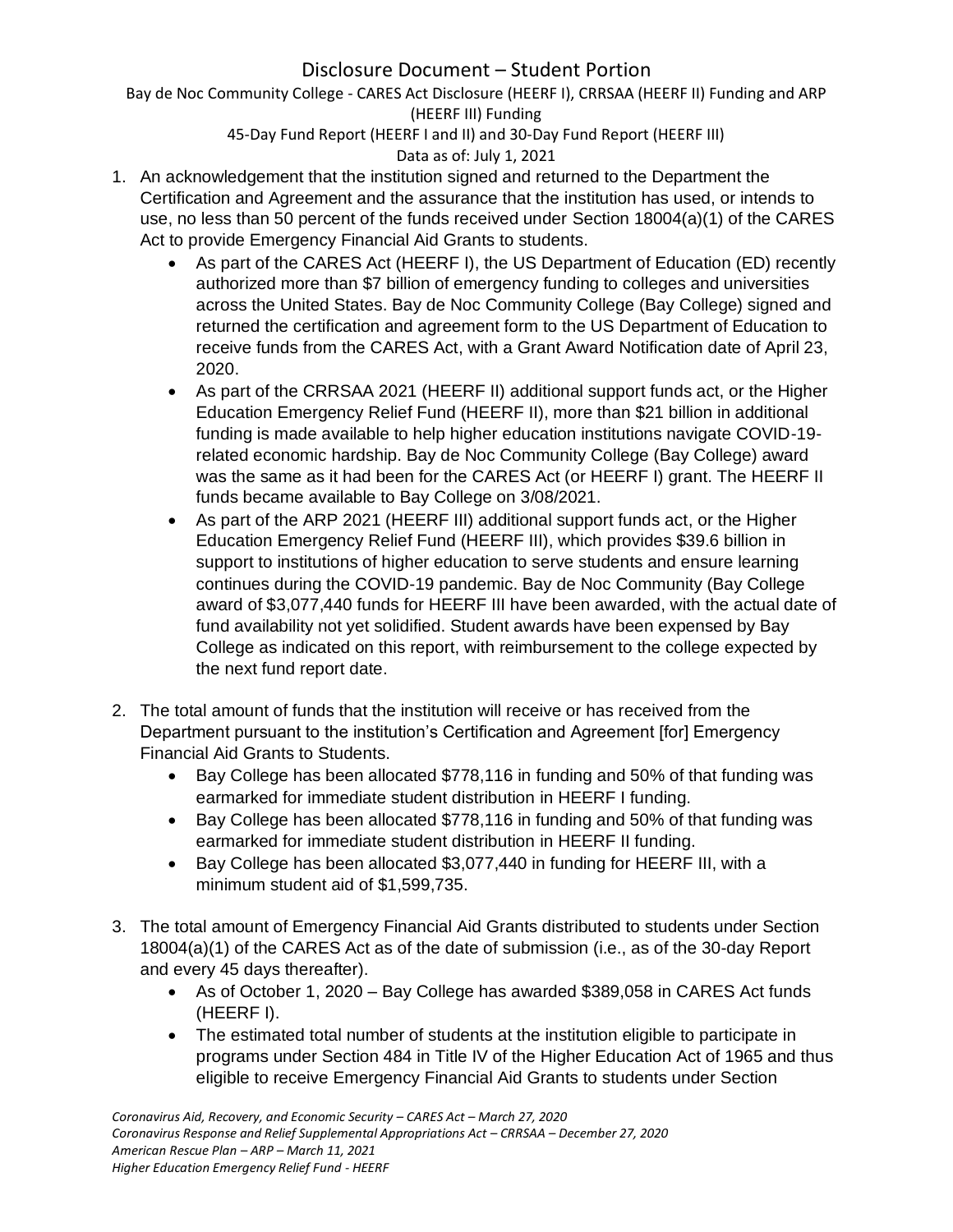# Disclosure Document – Student Portion

Bay de Noc Community College - CARES Act Disclosure (HEERF I), CRRSAA (HEERF II) Funding and ARP (HEERF III) Funding

45-Day Fund Report (HEERF I and II) and 30-Day Fund Report (HEERF III)

Data as of: July 1, 2021

1. An acknowledgement that the institution signed and returned to the Department the Certification and Agreement and the assurance that the institution has used, or intends to use, no less than 50 percent of the funds received under Section 18004(a)(1) of the CARES Act to provide Emergency Financial Aid Grants to students.
   - As part of the CARES Act (HEERF I), the US Department of Education (ED) recently authorized more than $7 billion of emergency funding to colleges and universities across the United States. Bay de Noc Community College (Bay College) signed and returned the certification and agreement form to the US Department of Education to receive funds from the CARES Act, with a Grant Award Notification date of April 23, 2020.
   - As part of the CRRSAA 2021 (HEERF II) additional support funds act, or the Higher Education Emergency Relief Fund (HEERF II), more than $21 billion in additional funding is made available to help higher education institutions navigate COVID-19-related economic hardship. Bay de Noc Community College (Bay College) award was the same as it had been for the CARES Act (or HEERF I) grant. The HEERF II funds became available to Bay College on 3/08/2021.
   - As part of the ARP 2021 (HEERF III) additional support funds act, or the Higher Education Emergency Relief Fund (HEERF III), which provides $39.6 billion in support to institutions of higher education to serve students and ensure learning continues during the COVID-19 pandemic. Bay de Noc Community (Bay College award of $3,077,440 funds for HEERF III have been awarded, with the actual date of fund availability not yet solidified. Student awards have been expensed by Bay College as indicated on this report, with reimbursement to the college expected by the next fund report date.

2. The total amount of funds that the institution will receive or has received from the Department pursuant to the institution's Certification and Agreement [for] Emergency Financial Aid Grants to Students.
   - Bay College has been allocated $778,116 in funding and 50% of that funding was earmarked for immediate student distribution in HEERF I funding.
   - Bay College has been allocated $778,116 in funding and 50% of that funding was earmarked for immediate student distribution in HEERF II funding.
   - Bay College has been allocated $3,077,440 in funding for HEERF III, with a minimum student aid of $1,599,735.

3. The total amount of Emergency Financial Aid Grants distributed to students under Section 18004(a)(1) of the CARES Act as of the date of submission (i.e., as of the 30-day Report and every 45 days thereafter).
   - As of October 1, 2020 – Bay College has awarded $389,058 in CARES Act funds (HEERF I).
   - The estimated total number of students at the institution eligible to participate in programs under Section 484 in Title IV of the Higher Education Act of 1965 and thus eligible to receive Emergency Financial Aid Grants to students under Section

*Coronavirus Aid, Recovery, and Economic Security – CARES Act – March 27, 2020*
*Coronavirus Response and Relief Supplemental Appropriations Act – CRRSAA – December 27, 2020*
*American Rescue Plan – ARP – March 11, 2021*
*Higher Education Emergency Relief Fund - HEERF*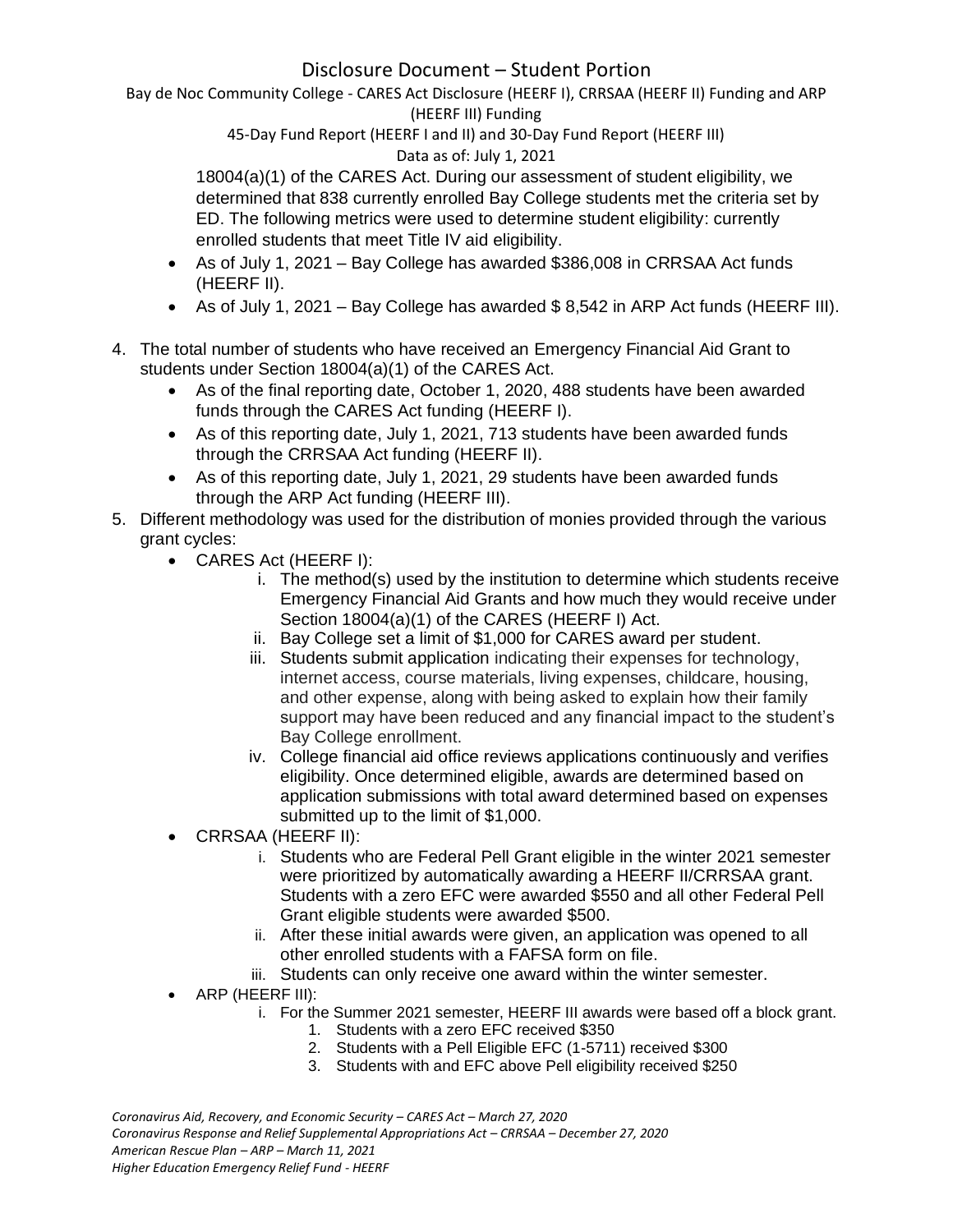18004(a)(1) of the CARES Act. During our assessment of student eligibility, we determined that 838 currently enrolled Bay College students met the criteria set by ED. The following metrics were used to determine student eligibility: currently enrolled students that meet Title IV aid eligibility.

- As of July 1, 2021 – Bay College has awarded $386,008 in CRRSAA Act funds (HEERF II).
- As of July 1, 2021 – Bay College has awarded $ 8,542 in ARP Act funds (HEERF III).

4. The total number of students who have received an Emergency Financial Aid Grant to students under Section 18004(a)(1) of the CARES Act.
   - As of the final reporting date, October 1, 2020, 488 students have been awarded funds through the CARES Act funding (HEERF I).
   - As of this reporting date, July 1, 2021, 713 students have been awarded funds through the CRRSAA Act funding (HEERF II).
   - As of this reporting date, July 1, 2021, 29 students have been awarded funds through the ARP Act funding (HEERF III).
5. Different methodology was used for the distribution of monies provided through the various grant cycles:
   - CARES Act (HEERF I):
     i. The method(s) used by the institution to determine which students receive Emergency Financial Aid Grants and how much they would receive under Section 18004(a)(1) of the CARES (HEERF I) Act.
     ii. Bay College set a limit of $1,000 for CARES award per student.
     iii. Students submit application indicating their expenses for technology, internet access, course materials, living expenses, childcare, housing, and other expense, along with being asked to explain how their family support may have been reduced and any financial impact to the student's Bay College enrollment.
     iv. College financial aid office reviews applications continuously and verifies eligibility. Once determined eligible, awards are determined based on application submissions with total award determined based on expenses submitted up to the limit of $1,000.
   - CRRSAA (HEERF II):
     i. Students who are Federal Pell Grant eligible in the winter 2021 semester were prioritized by automatically awarding a HEERF II/CRRSAA grant. Students with a zero EFC were awarded $550 and all other Federal Pell Grant eligible students were awarded $500.
     ii. After these initial awards were given, an application was opened to all other enrolled students with a FAFSA form on file.
     iii. Students can only receive one award within the winter semester.
   - ARP (HEERF III):
     i. For the Summer 2021 semester, HEERF III awards were based off a block grant.
        1. Students with a zero EFC received $350
        2. Students with a Pell Eligible EFC (1-5711) received $300
        3. Students with and EFC above Pell eligibility received $250

*Coronavirus Aid, Recovery, and Economic Security – CARES Act – March 27, 2020*
*Coronavirus Response and Relief Supplemental Appropriations Act – CRRSAA – December 27, 2020*
*American Rescue Plan – ARP – March 11, 2021*
*Higher Education Emergency Relief Fund - HEERF*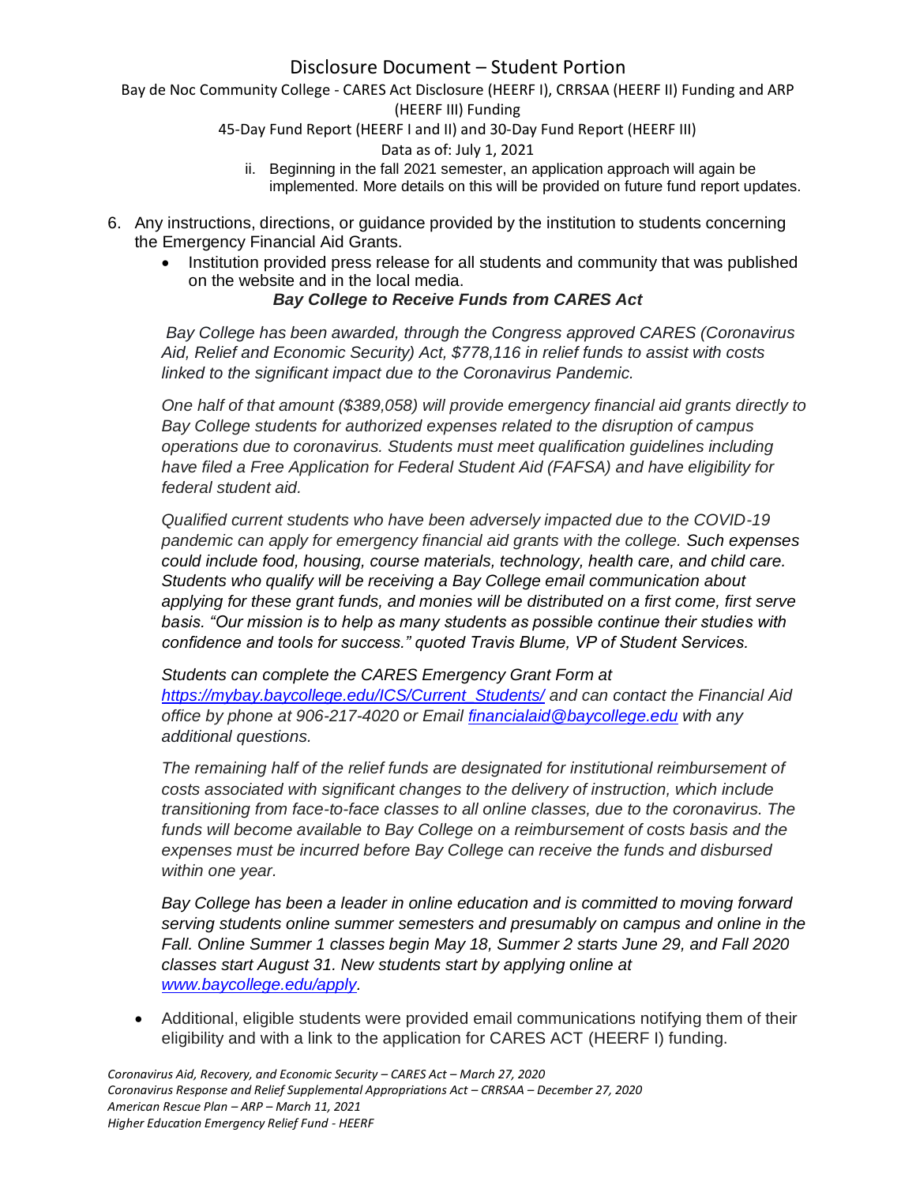ii. Beginning in the fall 2021 semester, an application approach will again be implemented. More details on this will be provided on future fund report updates.

6. Any instructions, directions, or guidance provided by the institution to students concerning the Emergency Financial Aid Grants.
   - Institution provided press release for all students and community that was published on the website and in the local media.

***Bay College to Receive Funds from CARES Act***

*Bay College has been awarded, through the Congress approved CARES (Coronavirus Aid, Relief and Economic Security) Act, $778,116 in relief funds to assist with costs linked to the significant impact due to the Coronavirus Pandemic.*

*One half of that amount ($389,058) will provide emergency financial aid grants directly to Bay College students for authorized expenses related to the disruption of campus operations due to coronavirus. Students must meet qualification guidelines including have filed a Free Application for Federal Student Aid (FAFSA) and have eligibility for federal student aid.*

*Qualified current students who have been adversely impacted due to the COVID-19 pandemic can apply for emergency financial aid grants with the college. Such expenses could include food, housing, course materials, technology, health care, and child care. Students who qualify will be receiving a Bay College email communication about applying for these grant funds, and monies will be distributed on a first come, first serve basis. "Our mission is to help as many students as possible continue their studies with confidence and tools for success." quoted Travis Blume, VP of Student Services.*

*Students can complete the CARES Emergency Grant Form at [https://mybay.baycollege.edu/ICS/Current_Students/](https://mybay.baycollege.edu/ICS/Current_Students/) and can contact the Financial Aid office by phone at 906-217-4020 or Email [financialaid@baycollege.edu](mailto:financialaid@baycollege.edu) with any additional questions.*

*The remaining half of the relief funds are designated for institutional reimbursement of costs associated with significant changes to the delivery of instruction, which include transitioning from face-to-face classes to all online classes, due to the coronavirus. The funds will become available to Bay College on a reimbursement of costs basis and the expenses must be incurred before Bay College can receive the funds and disbursed within one year.*

*Bay College has been a leader in online education and is committed to moving forward serving students online summer semesters and presumably on campus and online in the Fall. Online Summer 1 classes begin May 18, Summer 2 starts June 29, and Fall 2020 classes start August 31. New students start by applying online at [www.baycollege.edu/apply](http://www.baycollege.edu/apply).*

   - Additional, eligible students were provided email communications notifying them of their eligibility and with a link to the application for CARES ACT (HEERF I) funding.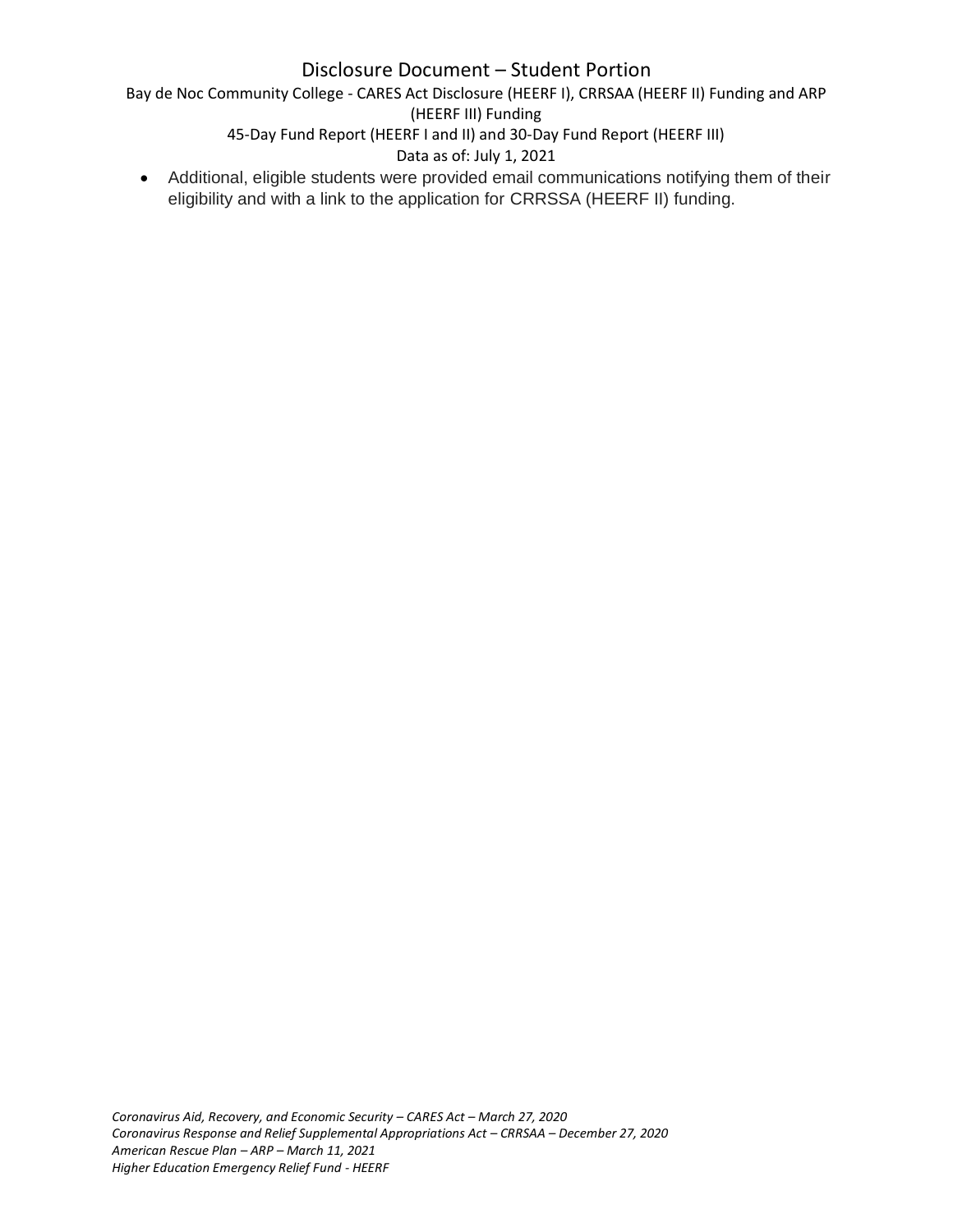- Additional, eligible students were provided email communications notifying them of their eligibility and with a link to the application for CRRSSA (HEERF II) funding.